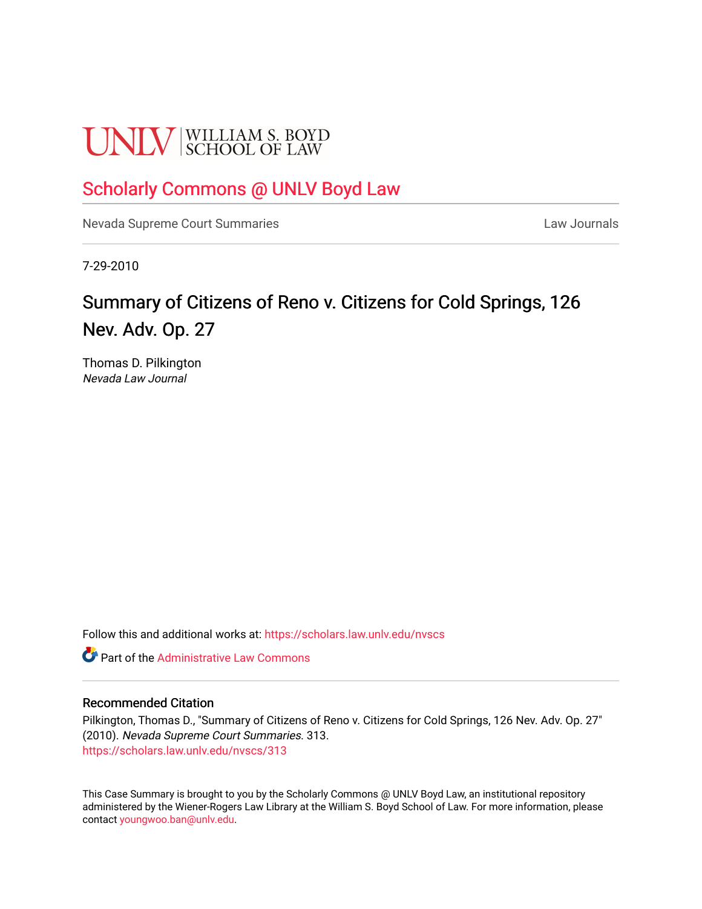UNLV | WILLIAM S. BOYD SCHOOL OF LAW

Scholarly Commons @ UNLV Boyd Law

Nevada Supreme Court Summaries | Law Journals

7-29-2010

# Summary of Citizens of Reno v. Citizens for Cold Springs, 126 Nev. Adv. Op. 27

Thomas D. Pilkington
*Nevada Law Journal*

Follow this and additional works at: https://scholars.law.unlv.edu/nvscs

Part of the Administrative Law Commons

## Recommended Citation

Pilkington, Thomas D., "Summary of Citizens of Reno v. Citizens for Cold Springs, 126 Nev. Adv. Op. 27" (2010). *Nevada Supreme Court Summaries*. 313.
https://scholars.law.unlv.edu/nvscs/313

This Case Summary is brought to you by the Scholarly Commons @ UNLV Boyd Law, an institutional repository administered by the Wiener-Rogers Law Library at the William S. Boyd School of Law. For more information, please contact youngwoo.ban@unlv.edu.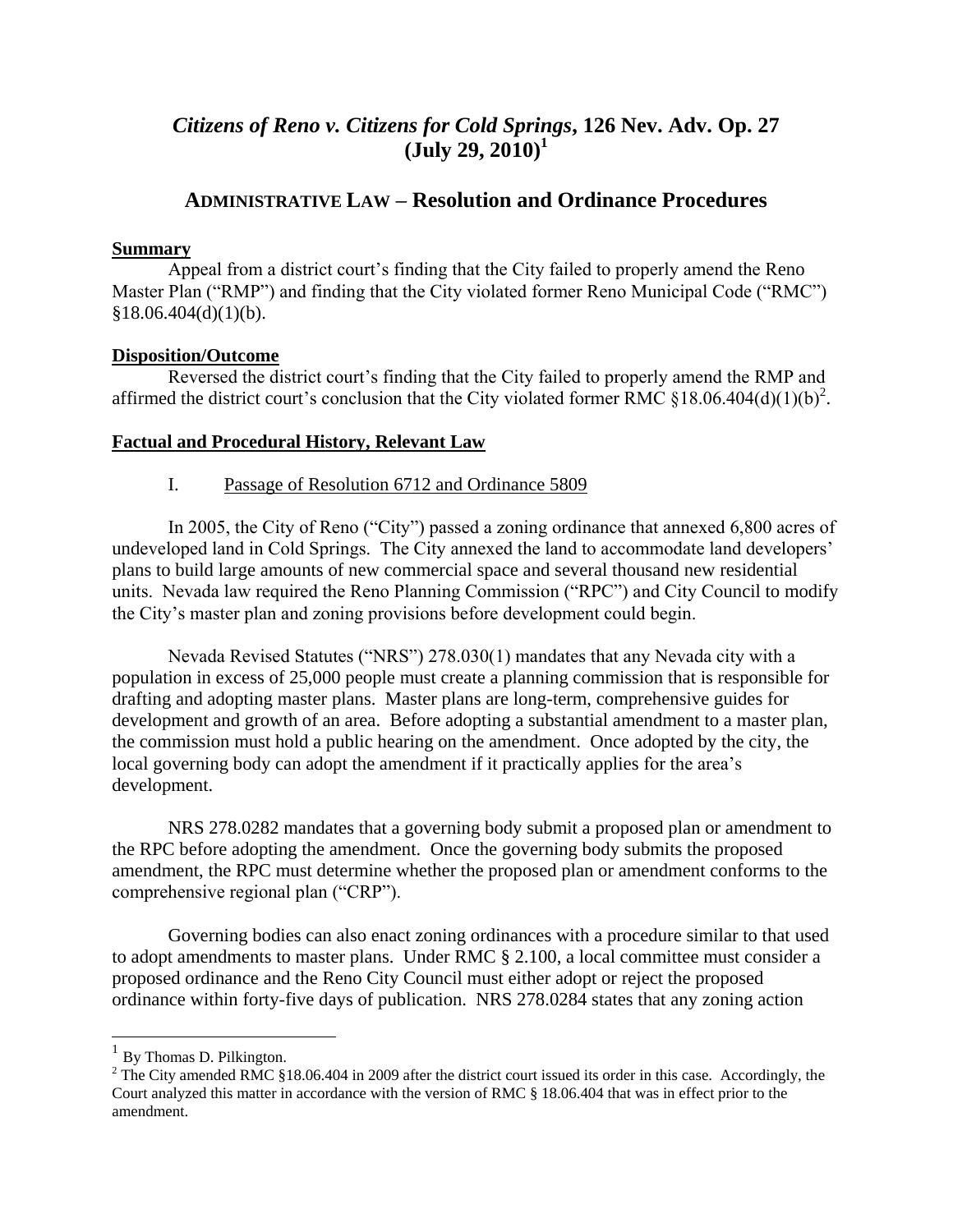# *Citizens of Reno v. Citizens for Cold Springs*, 126 Nev. Adv. Op. 27 (July 29, 2010)[1]

## ADMINISTRATIVE LAW – Resolution and Ordinance Procedures

**Summary**

Appeal from a district court's finding that the City failed to properly amend the Reno Master Plan ("RMP") and finding that the City violated former Reno Municipal Code ("RMC") §18.06.404(d)(1)(b).

**Disposition/Outcome**

Reversed the district court's finding that the City failed to properly amend the RMP and affirmed the district court's conclusion that the City violated former RMC §18.06.404(d)(1)(b)[2].

**Factual and Procedural History, Relevant Law**

I. Passage of Resolution 6712 and Ordinance 5809

In 2005, the City of Reno ("City") passed a zoning ordinance that annexed 6,800 acres of undeveloped land in Cold Springs. The City annexed the land to accommodate land developers' plans to build large amounts of new commercial space and several thousand new residential units. Nevada law required the Reno Planning Commission ("RPC") and City Council to modify the City's master plan and zoning provisions before development could begin.

Nevada Revised Statutes ("NRS") 278.030(1) mandates that any Nevada city with a population in excess of 25,000 people must create a planning commission that is responsible for drafting and adopting master plans. Master plans are long-term, comprehensive guides for development and growth of an area. Before adopting a substantial amendment to a master plan, the commission must hold a public hearing on the amendment. Once adopted by the city, the local governing body can adopt the amendment if it practically applies for the area's development.

NRS 278.0282 mandates that a governing body submit a proposed plan or amendment to the RPC before adopting the amendment. Once the governing body submits the proposed amendment, the RPC must determine whether the proposed plan or amendment conforms to the comprehensive regional plan ("CRP").

Governing bodies can also enact zoning ordinances with a procedure similar to that used to adopt amendments to master plans. Under RMC § 2.100, a local committee must consider a proposed ordinance and the Reno City Council must either adopt or reject the proposed ordinance within forty-five days of publication. NRS 278.0284 states that any zoning action

---

[1] By Thomas D. Pilkington.

[2] The City amended RMC §18.06.404 in 2009 after the district court issued its order in this case. Accordingly, the Court analyzed this matter in accordance with the version of RMC § 18.06.404 that was in effect prior to the amendment.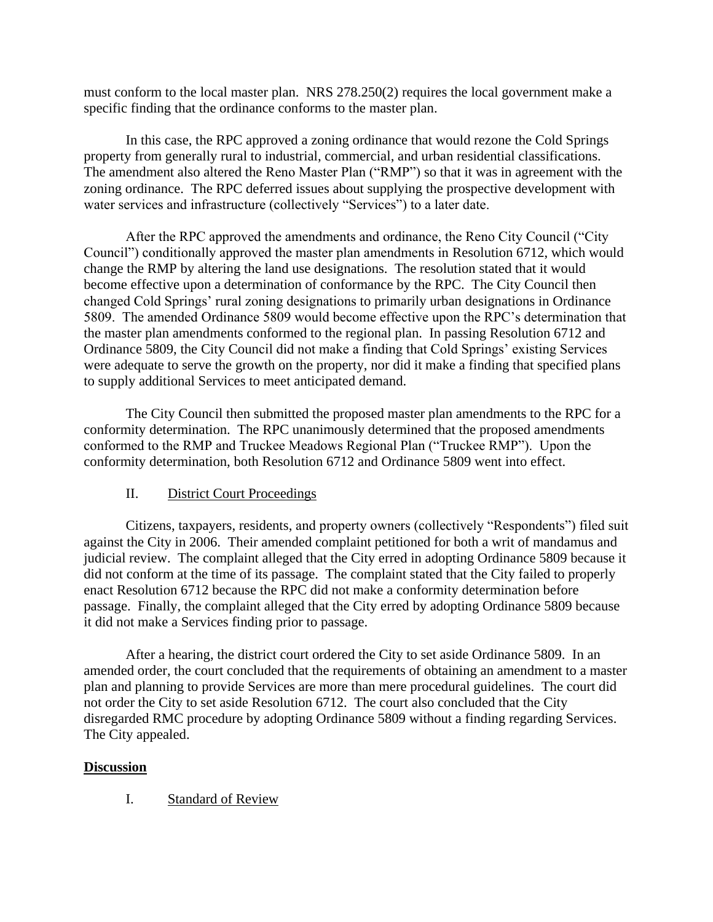must conform to the local master plan. NRS 278.250(2) requires the local government make a specific finding that the ordinance conforms to the master plan.

In this case, the RPC approved a zoning ordinance that would rezone the Cold Springs property from generally rural to industrial, commercial, and urban residential classifications. The amendment also altered the Reno Master Plan ("RMP") so that it was in agreement with the zoning ordinance. The RPC deferred issues about supplying the prospective development with water services and infrastructure (collectively "Services") to a later date.

After the RPC approved the amendments and ordinance, the Reno City Council ("City Council") conditionally approved the master plan amendments in Resolution 6712, which would change the RMP by altering the land use designations. The resolution stated that it would become effective upon a determination of conformance by the RPC. The City Council then changed Cold Springs' rural zoning designations to primarily urban designations in Ordinance 5809. The amended Ordinance 5809 would become effective upon the RPC's determination that the master plan amendments conformed to the regional plan. In passing Resolution 6712 and Ordinance 5809, the City Council did not make a finding that Cold Springs' existing Services were adequate to serve the growth on the property, nor did it make a finding that specified plans to supply additional Services to meet anticipated demand.

The City Council then submitted the proposed master plan amendments to the RPC for a conformity determination. The RPC unanimously determined that the proposed amendments conformed to the RMP and Truckee Meadows Regional Plan ("Truckee RMP"). Upon the conformity determination, both Resolution 6712 and Ordinance 5809 went into effect.

## II. District Court Proceedings

Citizens, taxpayers, residents, and property owners (collectively "Respondents") filed suit against the City in 2006. Their amended complaint petitioned for both a writ of mandamus and judicial review. The complaint alleged that the City erred in adopting Ordinance 5809 because it did not conform at the time of its passage. The complaint stated that the City failed to properly enact Resolution 6712 because the RPC did not make a conformity determination before passage. Finally, the complaint alleged that the City erred by adopting Ordinance 5809 because it did not make a Services finding prior to passage.

After a hearing, the district court ordered the City to set aside Ordinance 5809. In an amended order, the court concluded that the requirements of obtaining an amendment to a master plan and planning to provide Services are more than mere procedural guidelines. The court did not order the City to set aside Resolution 6712. The court also concluded that the City disregarded RMC procedure by adopting Ordinance 5809 without a finding regarding Services. The City appealed.

## Discussion

## I. Standard of Review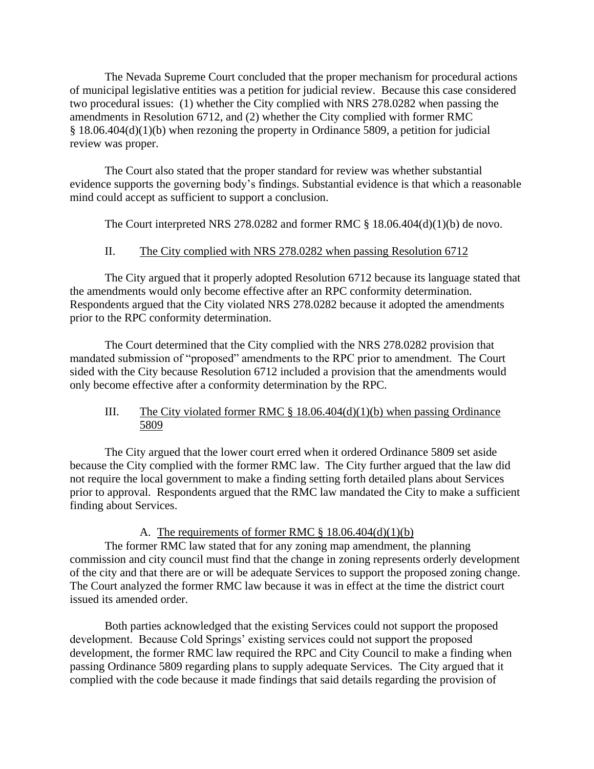The Nevada Supreme Court concluded that the proper mechanism for procedural actions of municipal legislative entities was a petition for judicial review. Because this case considered two procedural issues: (1) whether the City complied with NRS 278.0282 when passing the amendments in Resolution 6712, and (2) whether the City complied with former RMC § 18.06.404(d)(1)(b) when rezoning the property in Ordinance 5809, a petition for judicial review was proper.

The Court also stated that the proper standard for review was whether substantial evidence supports the governing body's findings. Substantial evidence is that which a reasonable mind could accept as sufficient to support a conclusion.

The Court interpreted NRS 278.0282 and former RMC § 18.06.404(d)(1)(b) de novo.

## II. The City complied with NRS 278.0282 when passing Resolution 6712

The City argued that it properly adopted Resolution 6712 because its language stated that the amendments would only become effective after an RPC conformity determination. Respondents argued that the City violated NRS 278.0282 because it adopted the amendments prior to the RPC conformity determination.

The Court determined that the City complied with the NRS 278.0282 provision that mandated submission of "proposed" amendments to the RPC prior to amendment. The Court sided with the City because Resolution 6712 included a provision that the amendments would only become effective after a conformity determination by the RPC.

## III. The City violated former RMC § 18.06.404(d)(1)(b) when passing Ordinance 5809

The City argued that the lower court erred when it ordered Ordinance 5809 set aside because the City complied with the former RMC law. The City further argued that the law did not require the local government to make a finding setting forth detailed plans about Services prior to approval. Respondents argued that the RMC law mandated the City to make a sufficient finding about Services.

### A. The requirements of former RMC § 18.06.404(d)(1)(b)

The former RMC law stated that for any zoning map amendment, the planning commission and city council must find that the change in zoning represents orderly development of the city and that there are or will be adequate Services to support the proposed zoning change. The Court analyzed the former RMC law because it was in effect at the time the district court issued its amended order.

Both parties acknowledged that the existing Services could not support the proposed development. Because Cold Springs' existing services could not support the proposed development, the former RMC law required the RPC and City Council to make a finding when passing Ordinance 5809 regarding plans to supply adequate Services. The City argued that it complied with the code because it made findings that said details regarding the provision of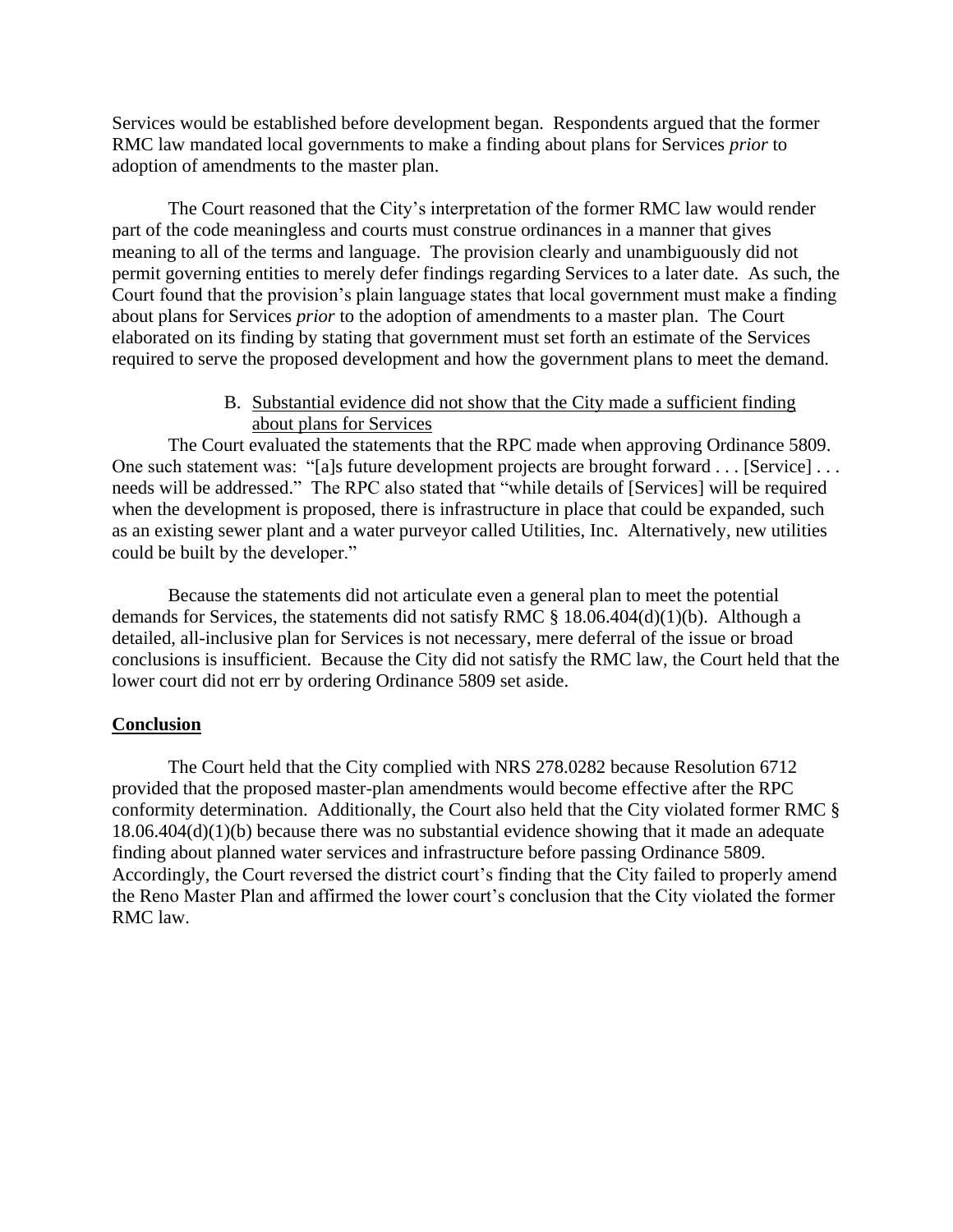Services would be established before development began. Respondents argued that the former RMC law mandated local governments to make a finding about plans for Services *prior* to adoption of amendments to the master plan.

The Court reasoned that the City's interpretation of the former RMC law would render part of the code meaningless and courts must construe ordinances in a manner that gives meaning to all of the terms and language. The provision clearly and unambiguously did not permit governing entities to merely defer findings regarding Services to a later date. As such, the Court found that the provision's plain language states that local government must make a finding about plans for Services *prior* to the adoption of amendments to a master plan. The Court elaborated on its finding by stating that government must set forth an estimate of the Services required to serve the proposed development and how the government plans to meet the demand.

B. <u>Substantial evidence did not show that the City made a sufficient finding about plans for Services</u>

The Court evaluated the statements that the RPC made when approving Ordinance 5809. One such statement was: "[a]s future development projects are brought forward . . . [Service] . . . needs will be addressed." The RPC also stated that "while details of [Services] will be required when the development is proposed, there is infrastructure in place that could be expanded, such as an existing sewer plant and a water purveyor called Utilities, Inc. Alternatively, new utilities could be built by the developer."

Because the statements did not articulate even a general plan to meet the potential demands for Services, the statements did not satisfy RMC § 18.06.404(d)(1)(b). Although a detailed, all-inclusive plan for Services is not necessary, mere deferral of the issue or broad conclusions is insufficient. Because the City did not satisfy the RMC law, the Court held that the lower court did not err by ordering Ordinance 5809 set aside.

**<u>Conclusion</u>**

The Court held that the City complied with NRS 278.0282 because Resolution 6712 provided that the proposed master-plan amendments would become effective after the RPC conformity determination. Additionally, the Court also held that the City violated former RMC § 18.06.404(d)(1)(b) because there was no substantial evidence showing that it made an adequate finding about planned water services and infrastructure before passing Ordinance 5809. Accordingly, the Court reversed the district court's finding that the City failed to properly amend the Reno Master Plan and affirmed the lower court's conclusion that the City violated the former RMC law.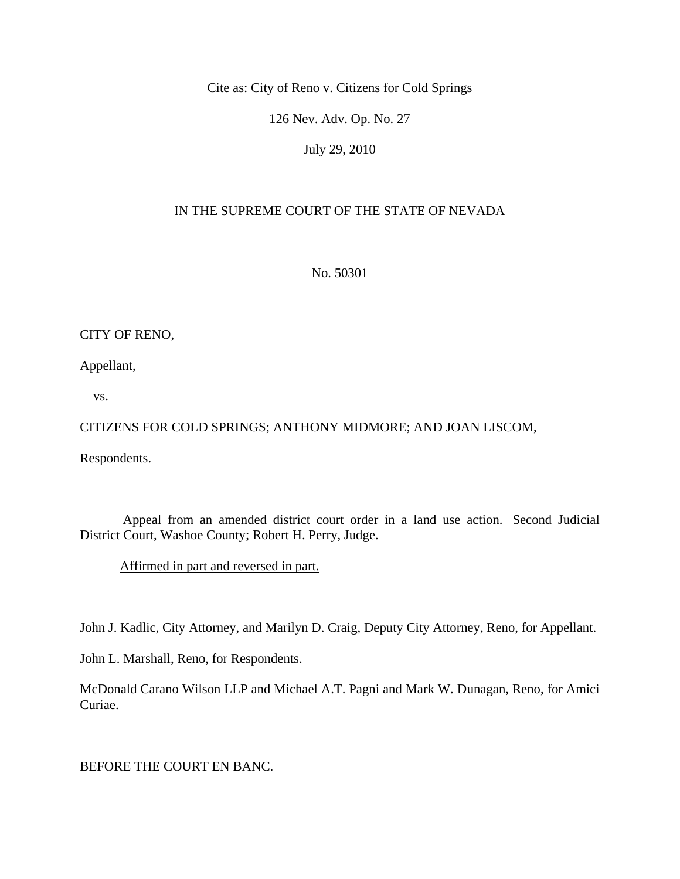Cite as: City of Reno v. Citizens for Cold Springs

126 Nev. Adv. Op. No. 27

July 29, 2010

IN THE SUPREME COURT OF THE STATE OF NEVADA

No. 50301

CITY OF RENO,

Appellant,

vs.

CITIZENS FOR COLD SPRINGS; ANTHONY MIDMORE; AND JOAN LISCOM,

Respondents.

Appeal from an amended district court order in a land use action. Second Judicial District Court, Washoe County; Robert H. Perry, Judge.

<u>Affirmed in part and reversed in part.</u>

John J. Kadlic, City Attorney, and Marilyn D. Craig, Deputy City Attorney, Reno, for Appellant.

John L. Marshall, Reno, for Respondents.

McDonald Carano Wilson LLP and Michael A.T. Pagni and Mark W. Dunagan, Reno, for Amici Curiae.

BEFORE THE COURT EN BANC.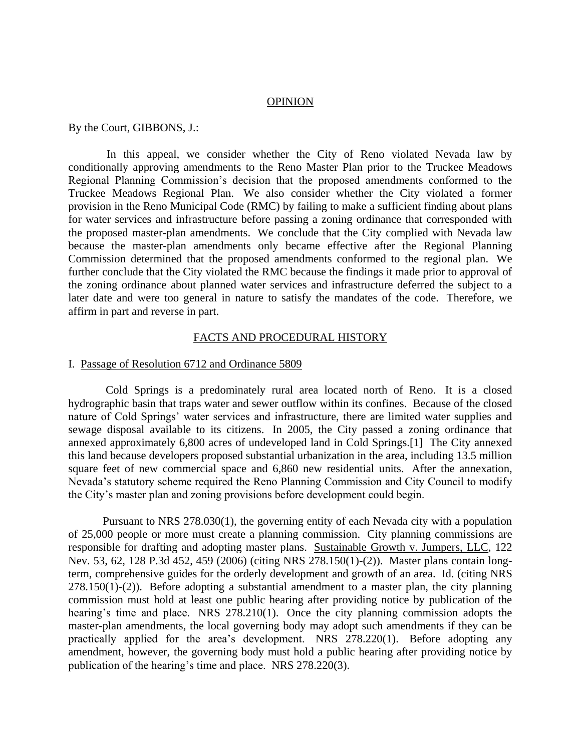## OPINION

By the Court, GIBBONS, J.:

In this appeal, we consider whether the City of Reno violated Nevada law by conditionally approving amendments to the Reno Master Plan prior to the Truckee Meadows Regional Planning Commission's decision that the proposed amendments conformed to the Truckee Meadows Regional Plan. We also consider whether the City violated a former provision in the Reno Municipal Code (RMC) by failing to make a sufficient finding about plans for water services and infrastructure before passing a zoning ordinance that corresponded with the proposed master-plan amendments. We conclude that the City complied with Nevada law because the master-plan amendments only became effective after the Regional Planning Commission determined that the proposed amendments conformed to the regional plan. We further conclude that the City violated the RMC because the findings it made prior to approval of the zoning ordinance about planned water services and infrastructure deferred the subject to a later date and were too general in nature to satisfy the mandates of the code. Therefore, we affirm in part and reverse in part.

## FACTS AND PROCEDURAL HISTORY

### I. Passage of Resolution 6712 and Ordinance 5809

Cold Springs is a predominately rural area located north of Reno. It is a closed hydrographic basin that traps water and sewer outflow within its confines. Because of the closed nature of Cold Springs' water services and infrastructure, there are limited water supplies and sewage disposal available to its citizens. In 2005, the City passed a zoning ordinance that annexed approximately 6,800 acres of undeveloped land in Cold Springs.[1] The City annexed this land because developers proposed substantial urbanization in the area, including 13.5 million square feet of new commercial space and 6,860 new residential units. After the annexation, Nevada's statutory scheme required the Reno Planning Commission and City Council to modify the City's master plan and zoning provisions before development could begin.

Pursuant to NRS 278.030(1), the governing entity of each Nevada city with a population of 25,000 people or more must create a planning commission. City planning commissions are responsible for drafting and adopting master plans. Sustainable Growth v. Jumpers, LLC, 122 Nev. 53, 62, 128 P.3d 452, 459 (2006) (citing NRS 278.150(1)-(2)). Master plans contain long-term, comprehensive guides for the orderly development and growth of an area. Id. (citing NRS 278.150(1)-(2)). Before adopting a substantial amendment to a master plan, the city planning commission must hold at least one public hearing after providing notice by publication of the hearing's time and place. NRS 278.210(1). Once the city planning commission adopts the master-plan amendments, the local governing body may adopt such amendments if they can be practically applied for the area's development. NRS 278.220(1). Before adopting any amendment, however, the governing body must hold a public hearing after providing notice by publication of the hearing's time and place. NRS 278.220(3).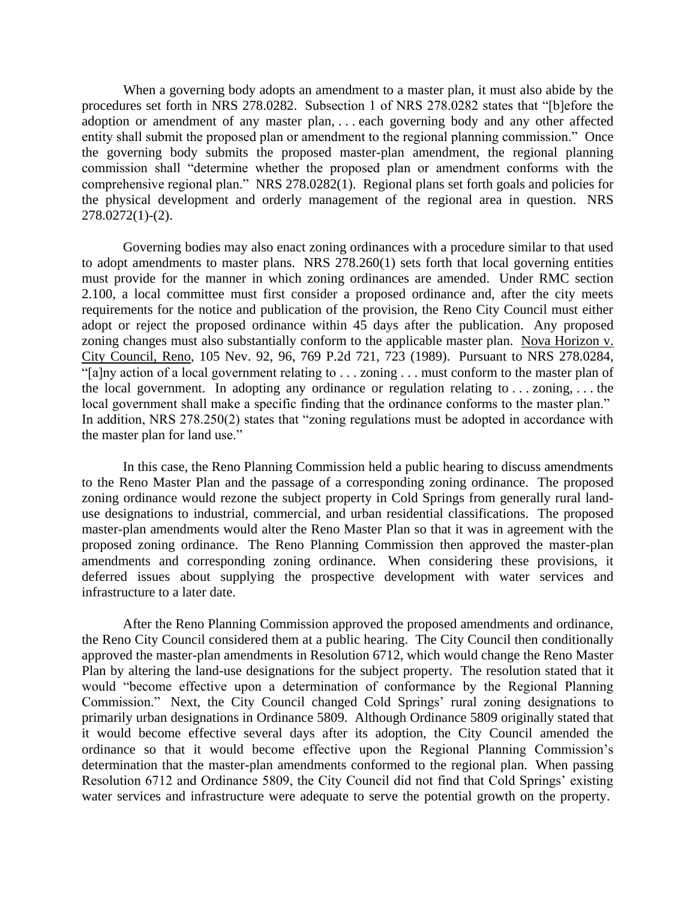When a governing body adopts an amendment to a master plan, it must also abide by the procedures set forth in NRS 278.0282. Subsection 1 of NRS 278.0282 states that "[b]efore the adoption or amendment of any master plan, . . . each governing body and any other affected entity shall submit the proposed plan or amendment to the regional planning commission." Once the governing body submits the proposed master-plan amendment, the regional planning commission shall "determine whether the proposed plan or amendment conforms with the comprehensive regional plan." NRS 278.0282(1). Regional plans set forth goals and policies for the physical development and orderly management of the regional area in question. NRS 278.0272(1)-(2).

Governing bodies may also enact zoning ordinances with a procedure similar to that used to adopt amendments to master plans. NRS 278.260(1) sets forth that local governing entities must provide for the manner in which zoning ordinances are amended. Under RMC section 2.100, a local committee must first consider a proposed ordinance and, after the city meets requirements for the notice and publication of the provision, the Reno City Council must either adopt or reject the proposed ordinance within 45 days after the publication. Any proposed zoning changes must also substantially conform to the applicable master plan. Nova Horizon v. City Council, Reno, 105 Nev. 92, 96, 769 P.2d 721, 723 (1989). Pursuant to NRS 278.0284, "[a]ny action of a local government relating to . . . zoning . . . must conform to the master plan of the local government. In adopting any ordinance or regulation relating to . . . zoning, . . . the local government shall make a specific finding that the ordinance conforms to the master plan." In addition, NRS 278.250(2) states that "zoning regulations must be adopted in accordance with the master plan for land use."

In this case, the Reno Planning Commission held a public hearing to discuss amendments to the Reno Master Plan and the passage of a corresponding zoning ordinance. The proposed zoning ordinance would rezone the subject property in Cold Springs from generally rural land-use designations to industrial, commercial, and urban residential classifications. The proposed master-plan amendments would alter the Reno Master Plan so that it was in agreement with the proposed zoning ordinance. The Reno Planning Commission then approved the master-plan amendments and corresponding zoning ordinance. When considering these provisions, it deferred issues about supplying the prospective development with water services and infrastructure to a later date.

After the Reno Planning Commission approved the proposed amendments and ordinance, the Reno City Council considered them at a public hearing. The City Council then conditionally approved the master-plan amendments in Resolution 6712, which would change the Reno Master Plan by altering the land-use designations for the subject property. The resolution stated that it would "become effective upon a determination of conformance by the Regional Planning Commission." Next, the City Council changed Cold Springs' rural zoning designations to primarily urban designations in Ordinance 5809. Although Ordinance 5809 originally stated that it would become effective several days after its adoption, the City Council amended the ordinance so that it would become effective upon the Regional Planning Commission's determination that the master-plan amendments conformed to the regional plan. When passing Resolution 6712 and Ordinance 5809, the City Council did not find that Cold Springs' existing water services and infrastructure were adequate to serve the potential growth on the property.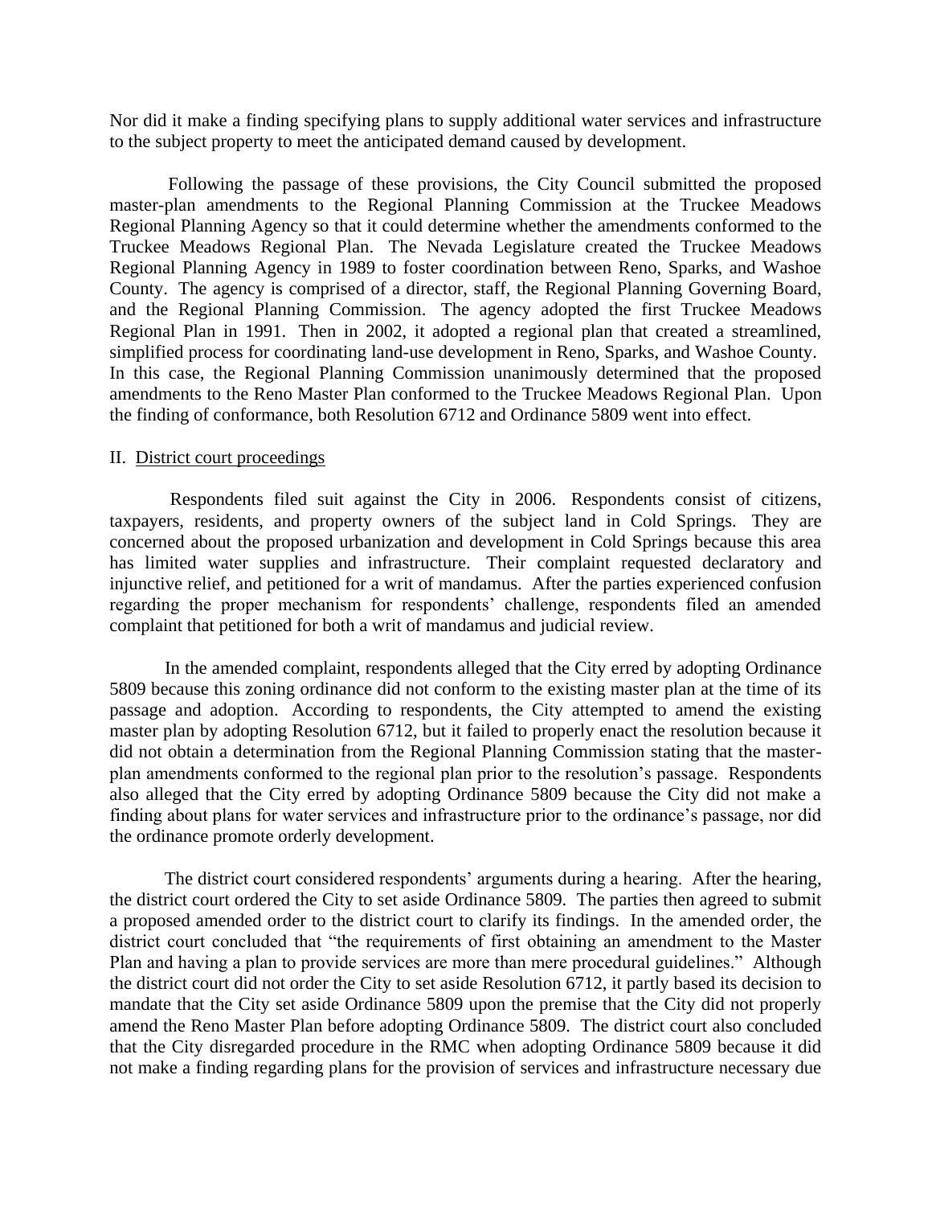Nor did it make a finding specifying plans to supply additional water services and infrastructure to the subject property to meet the anticipated demand caused by development.

Following the passage of these provisions, the City Council submitted the proposed master-plan amendments to the Regional Planning Commission at the Truckee Meadows Regional Planning Agency so that it could determine whether the amendments conformed to the Truckee Meadows Regional Plan. The Nevada Legislature created the Truckee Meadows Regional Planning Agency in 1989 to foster coordination between Reno, Sparks, and Washoe County. The agency is comprised of a director, staff, the Regional Planning Governing Board, and the Regional Planning Commission. The agency adopted the first Truckee Meadows Regional Plan in 1991. Then in 2002, it adopted a regional plan that created a streamlined, simplified process for coordinating land-use development in Reno, Sparks, and Washoe County. In this case, the Regional Planning Commission unanimously determined that the proposed amendments to the Reno Master Plan conformed to the Truckee Meadows Regional Plan. Upon the finding of conformance, both Resolution 6712 and Ordinance 5809 went into effect.

II. <u>District court proceedings</u>

Respondents filed suit against the City in 2006. Respondents consist of citizens, taxpayers, residents, and property owners of the subject land in Cold Springs. They are concerned about the proposed urbanization and development in Cold Springs because this area has limited water supplies and infrastructure. Their complaint requested declaratory and injunctive relief, and petitioned for a writ of mandamus. After the parties experienced confusion regarding the proper mechanism for respondents' challenge, respondents filed an amended complaint that petitioned for both a writ of mandamus and judicial review.

In the amended complaint, respondents alleged that the City erred by adopting Ordinance 5809 because this zoning ordinance did not conform to the existing master plan at the time of its passage and adoption. According to respondents, the City attempted to amend the existing master plan by adopting Resolution 6712, but it failed to properly enact the resolution because it did not obtain a determination from the Regional Planning Commission stating that the master-plan amendments conformed to the regional plan prior to the resolution's passage. Respondents also alleged that the City erred by adopting Ordinance 5809 because the City did not make a finding about plans for water services and infrastructure prior to the ordinance's passage, nor did the ordinance promote orderly development.

The district court considered respondents' arguments during a hearing. After the hearing, the district court ordered the City to set aside Ordinance 5809. The parties then agreed to submit a proposed amended order to the district court to clarify its findings. In the amended order, the district court concluded that "the requirements of first obtaining an amendment to the Master Plan and having a plan to provide services are more than mere procedural guidelines." Although the district court did not order the City to set aside Resolution 6712, it partly based its decision to mandate that the City set aside Ordinance 5809 upon the premise that the City did not properly amend the Reno Master Plan before adopting Ordinance 5809. The district court also concluded that the City disregarded procedure in the RMC when adopting Ordinance 5809 because it did not make a finding regarding plans for the provision of services and infrastructure necessary due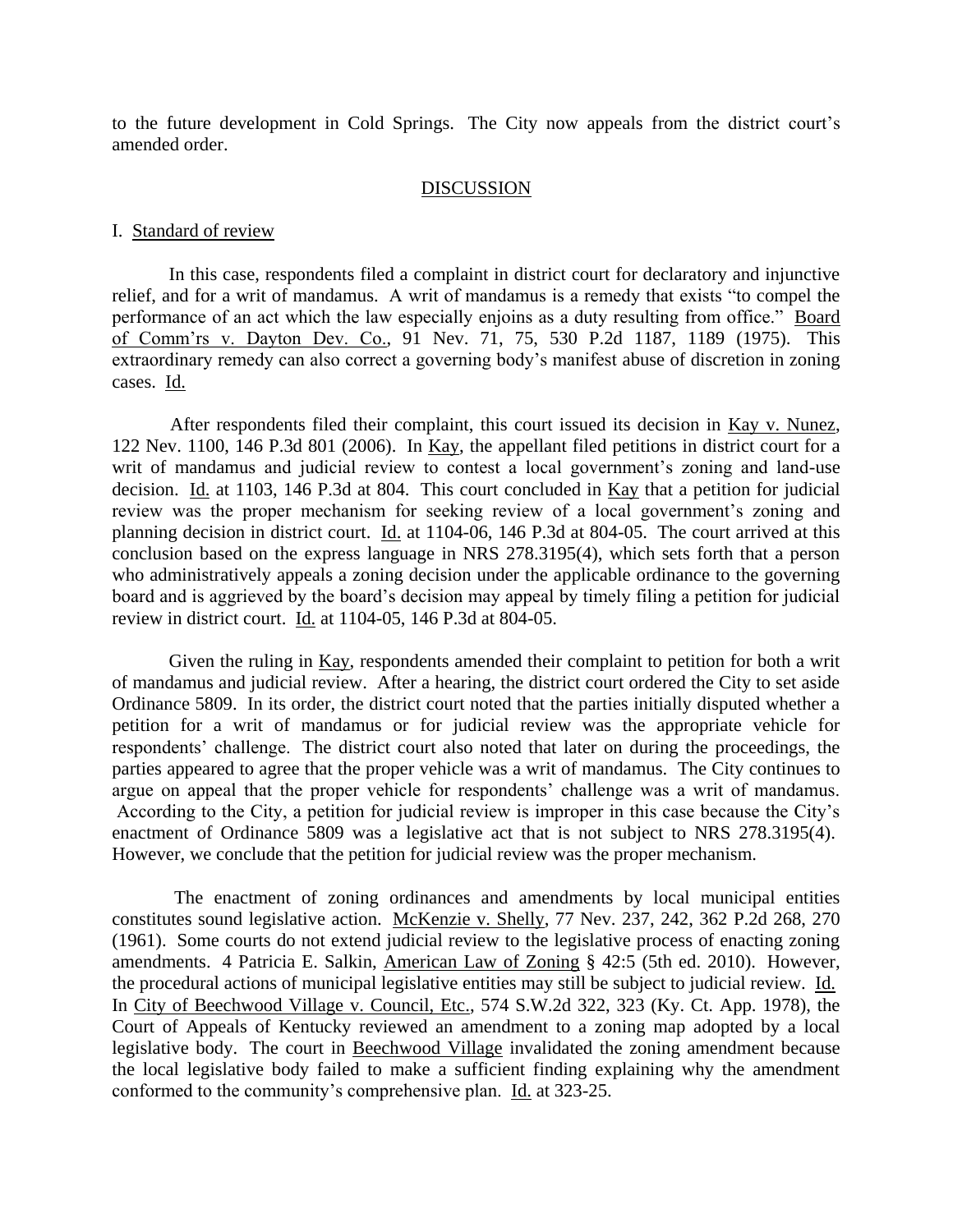to the future development in Cold Springs. The City now appeals from the district court's amended order.

## DISCUSSION

### I. Standard of review

In this case, respondents filed a complaint in district court for declaratory and injunctive relief, and for a writ of mandamus. A writ of mandamus is a remedy that exists "to compel the performance of an act which the law especially enjoins as a duty resulting from office." Board of Comm'rs v. Dayton Dev. Co., 91 Nev. 71, 75, 530 P.2d 1187, 1189 (1975). This extraordinary remedy can also correct a governing body's manifest abuse of discretion in zoning cases. Id.

After respondents filed their complaint, this court issued its decision in Kay v. Nunez, 122 Nev. 1100, 146 P.3d 801 (2006). In Kay, the appellant filed petitions in district court for a writ of mandamus and judicial review to contest a local government's zoning and land-use decision. Id. at 1103, 146 P.3d at 804. This court concluded in Kay that a petition for judicial review was the proper mechanism for seeking review of a local government's zoning and planning decision in district court. Id. at 1104-06, 146 P.3d at 804-05. The court arrived at this conclusion based on the express language in NRS 278.3195(4), which sets forth that a person who administratively appeals a zoning decision under the applicable ordinance to the governing board and is aggrieved by the board's decision may appeal by timely filing a petition for judicial review in district court. Id. at 1104-05, 146 P.3d at 804-05.

Given the ruling in Kay, respondents amended their complaint to petition for both a writ of mandamus and judicial review. After a hearing, the district court ordered the City to set aside Ordinance 5809. In its order, the district court noted that the parties initially disputed whether a petition for a writ of mandamus or for judicial review was the appropriate vehicle for respondents' challenge. The district court also noted that later on during the proceedings, the parties appeared to agree that the proper vehicle was a writ of mandamus. The City continues to argue on appeal that the proper vehicle for respondents' challenge was a writ of mandamus. According to the City, a petition for judicial review is improper in this case because the City's enactment of Ordinance 5809 was a legislative act that is not subject to NRS 278.3195(4). However, we conclude that the petition for judicial review was the proper mechanism.

The enactment of zoning ordinances and amendments by local municipal entities constitutes sound legislative action. McKenzie v. Shelly, 77 Nev. 237, 242, 362 P.2d 268, 270 (1961). Some courts do not extend judicial review to the legislative process of enacting zoning amendments. 4 Patricia E. Salkin, American Law of Zoning § 42:5 (5th ed. 2010). However, the procedural actions of municipal legislative entities may still be subject to judicial review. Id. In City of Beechwood Village v. Council, Etc., 574 S.W.2d 322, 323 (Ky. Ct. App. 1978), the Court of Appeals of Kentucky reviewed an amendment to a zoning map adopted by a local legislative body. The court in Beechwood Village invalidated the zoning amendment because the local legislative body failed to make a sufficient finding explaining why the amendment conformed to the community's comprehensive plan. Id. at 323-25.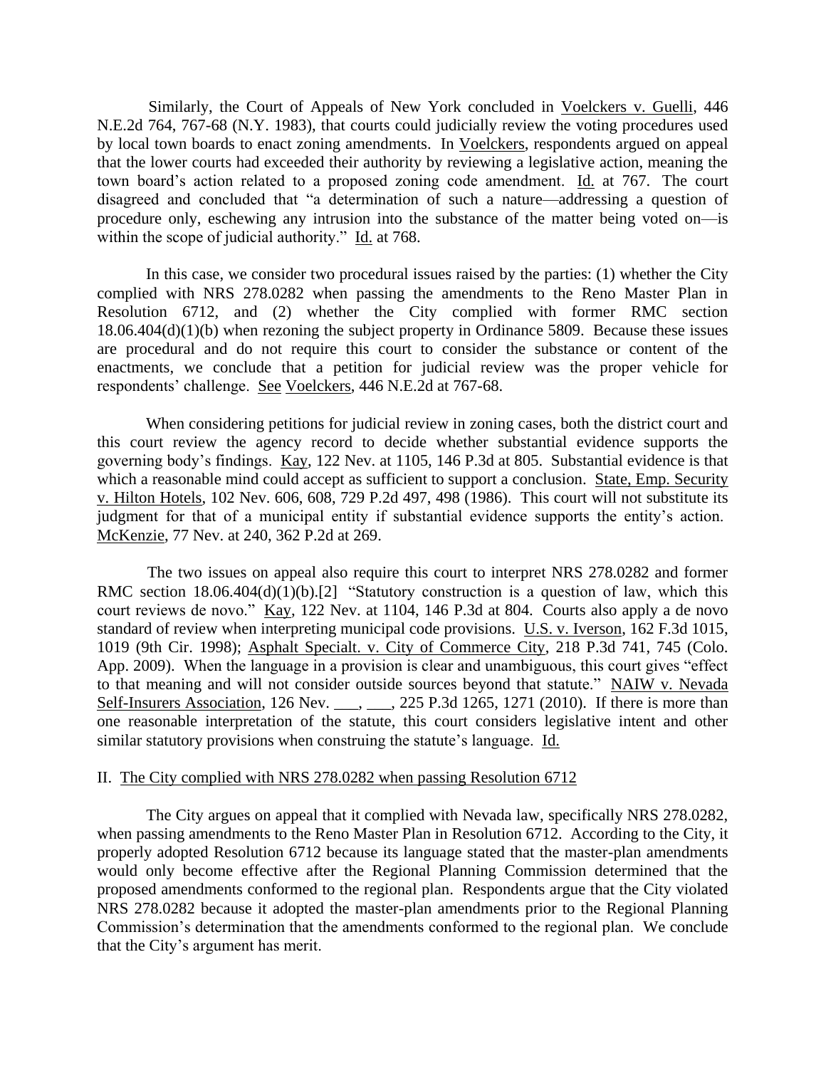Similarly, the Court of Appeals of New York concluded in Voelckers v. Guelli, 446 N.E.2d 764, 767-68 (N.Y. 1983), that courts could judicially review the voting procedures used by local town boards to enact zoning amendments. In Voelckers, respondents argued on appeal that the lower courts had exceeded their authority by reviewing a legislative action, meaning the town board's action related to a proposed zoning code amendment. Id. at 767. The court disagreed and concluded that "a determination of such a nature—addressing a question of procedure only, eschewing any intrusion into the substance of the matter being voted on—is within the scope of judicial authority." Id. at 768.

In this case, we consider two procedural issues raised by the parties: (1) whether the City complied with NRS 278.0282 when passing the amendments to the Reno Master Plan in Resolution 6712, and (2) whether the City complied with former RMC section 18.06.404(d)(1)(b) when rezoning the subject property in Ordinance 5809. Because these issues are procedural and do not require this court to consider the substance or content of the enactments, we conclude that a petition for judicial review was the proper vehicle for respondents' challenge. See Voelckers, 446 N.E.2d at 767-68.

When considering petitions for judicial review in zoning cases, both the district court and this court review the agency record to decide whether substantial evidence supports the governing body's findings. Kay, 122 Nev. at 1105, 146 P.3d at 805. Substantial evidence is that which a reasonable mind could accept as sufficient to support a conclusion. State, Emp. Security v. Hilton Hotels, 102 Nev. 606, 608, 729 P.2d 497, 498 (1986). This court will not substitute its judgment for that of a municipal entity if substantial evidence supports the entity's action. McKenzie, 77 Nev. at 240, 362 P.2d at 269.

The two issues on appeal also require this court to interpret NRS 278.0282 and former RMC section 18.06.404(d)(1)(b).[2] "Statutory construction is a question of law, which this court reviews de novo." Kay, 122 Nev. at 1104, 146 P.3d at 804. Courts also apply a de novo standard of review when interpreting municipal code provisions. U.S. v. Iverson, 162 F.3d 1015, 1019 (9th Cir. 1998); Asphalt Specialt. v. City of Commerce City, 218 P.3d 741, 745 (Colo. App. 2009). When the language in a provision is clear and unambiguous, this court gives "effect to that meaning and will not consider outside sources beyond that statute." NAIW v. Nevada Self-Insurers Association, 126 Nev. ___, ___, 225 P.3d 1265, 1271 (2010). If there is more than one reasonable interpretation of the statute, this court considers legislative intent and other similar statutory provisions when construing the statute's language. Id.

## II. The City complied with NRS 278.0282 when passing Resolution 6712

The City argues on appeal that it complied with Nevada law, specifically NRS 278.0282, when passing amendments to the Reno Master Plan in Resolution 6712. According to the City, it properly adopted Resolution 6712 because its language stated that the master-plan amendments would only become effective after the Regional Planning Commission determined that the proposed amendments conformed to the regional plan. Respondents argue that the City violated NRS 278.0282 because it adopted the master-plan amendments prior to the Regional Planning Commission's determination that the amendments conformed to the regional plan. We conclude that the City's argument has merit.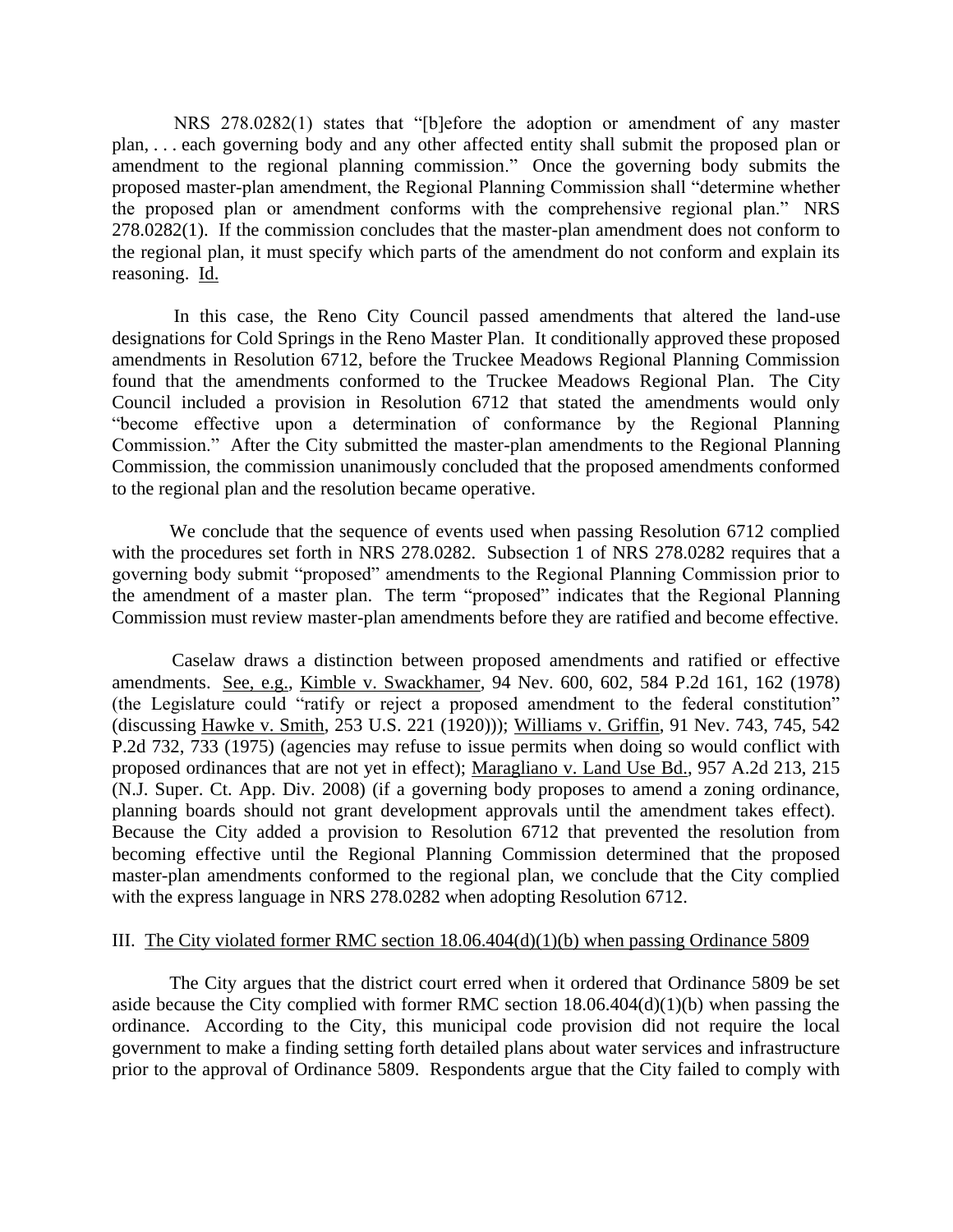NRS 278.0282(1) states that "[b]efore the adoption or amendment of any master plan, . . . each governing body and any other affected entity shall submit the proposed plan or amendment to the regional planning commission." Once the governing body submits the proposed master-plan amendment, the Regional Planning Commission shall "determine whether the proposed plan or amendment conforms with the comprehensive regional plan." NRS 278.0282(1). If the commission concludes that the master-plan amendment does not conform to the regional plan, it must specify which parts of the amendment do not conform and explain its reasoning. Id.

In this case, the Reno City Council passed amendments that altered the land-use designations for Cold Springs in the Reno Master Plan. It conditionally approved these proposed amendments in Resolution 6712, before the Truckee Meadows Regional Planning Commission found that the amendments conformed to the Truckee Meadows Regional Plan. The City Council included a provision in Resolution 6712 that stated the amendments would only "become effective upon a determination of conformance by the Regional Planning Commission." After the City submitted the master-plan amendments to the Regional Planning Commission, the commission unanimously concluded that the proposed amendments conformed to the regional plan and the resolution became operative.

We conclude that the sequence of events used when passing Resolution 6712 complied with the procedures set forth in NRS 278.0282. Subsection 1 of NRS 278.0282 requires that a governing body submit "proposed" amendments to the Regional Planning Commission prior to the amendment of a master plan. The term "proposed" indicates that the Regional Planning Commission must review master-plan amendments before they are ratified and become effective.

Caselaw draws a distinction between proposed amendments and ratified or effective amendments. See, e.g., Kimble v. Swackhamer, 94 Nev. 600, 602, 584 P.2d 161, 162 (1978) (the Legislature could "ratify or reject a proposed amendment to the federal constitution" (discussing Hawke v. Smith, 253 U.S. 221 (1920))); Williams v. Griffin, 91 Nev. 743, 745, 542 P.2d 732, 733 (1975) (agencies may refuse to issue permits when doing so would conflict with proposed ordinances that are not yet in effect); Maragliano v. Land Use Bd., 957 A.2d 213, 215 (N.J. Super. Ct. App. Div. 2008) (if a governing body proposes to amend a zoning ordinance, planning boards should not grant development approvals until the amendment takes effect). Because the City added a provision to Resolution 6712 that prevented the resolution from becoming effective until the Regional Planning Commission determined that the proposed master-plan amendments conformed to the regional plan, we conclude that the City complied with the express language in NRS 278.0282 when adopting Resolution 6712.

## III. The City violated former RMC section 18.06.404(d)(1)(b) when passing Ordinance 5809

The City argues that the district court erred when it ordered that Ordinance 5809 be set aside because the City complied with former RMC section 18.06.404(d)(1)(b) when passing the ordinance. According to the City, this municipal code provision did not require the local government to make a finding setting forth detailed plans about water services and infrastructure prior to the approval of Ordinance 5809. Respondents argue that the City failed to comply with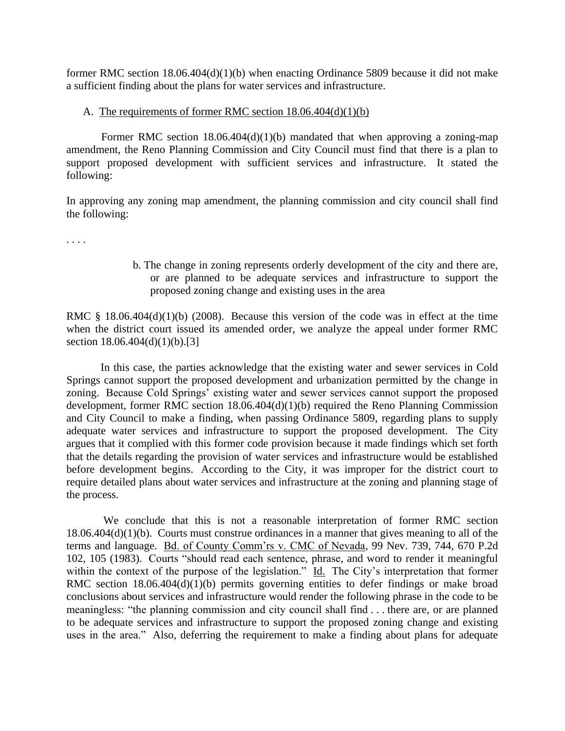former RMC section 18.06.404(d)(1)(b) when enacting Ordinance 5809 because it did not make a sufficient finding about the plans for water services and infrastructure.

A. The requirements of former RMC section 18.06.404(d)(1)(b)

Former RMC section 18.06.404(d)(1)(b) mandated that when approving a zoning-map amendment, the Reno Planning Commission and City Council must find that there is a plan to support proposed development with sufficient services and infrastructure. It stated the following:

In approving any zoning map amendment, the planning commission and city council shall find the following:

. . . .

> b. The change in zoning represents orderly development of the city and there are, or are planned to be adequate services and infrastructure to support the proposed zoning change and existing uses in the area

RMC § 18.06.404(d)(1)(b) (2008). Because this version of the code was in effect at the time when the district court issued its amended order, we analyze the appeal under former RMC section 18.06.404(d)(1)(b).[3]

In this case, the parties acknowledge that the existing water and sewer services in Cold Springs cannot support the proposed development and urbanization permitted by the change in zoning. Because Cold Springs' existing water and sewer services cannot support the proposed development, former RMC section 18.06.404(d)(1)(b) required the Reno Planning Commission and City Council to make a finding, when passing Ordinance 5809, regarding plans to supply adequate water services and infrastructure to support the proposed development. The City argues that it complied with this former code provision because it made findings which set forth that the details regarding the provision of water services and infrastructure would be established before development begins. According to the City, it was improper for the district court to require detailed plans about water services and infrastructure at the zoning and planning stage of the process.

We conclude that this is not a reasonable interpretation of former RMC section 18.06.404(d)(1)(b). Courts must construe ordinances in a manner that gives meaning to all of the terms and language. Bd. of County Comm'rs v. CMC of Nevada, 99 Nev. 739, 744, 670 P.2d 102, 105 (1983). Courts "should read each sentence, phrase, and word to render it meaningful within the context of the purpose of the legislation." Id. The City's interpretation that former RMC section 18.06.404(d)(1)(b) permits governing entities to defer findings or make broad conclusions about services and infrastructure would render the following phrase in the code to be meaningless: "the planning commission and city council shall find . . . there are, or are planned to be adequate services and infrastructure to support the proposed zoning change and existing uses in the area." Also, deferring the requirement to make a finding about plans for adequate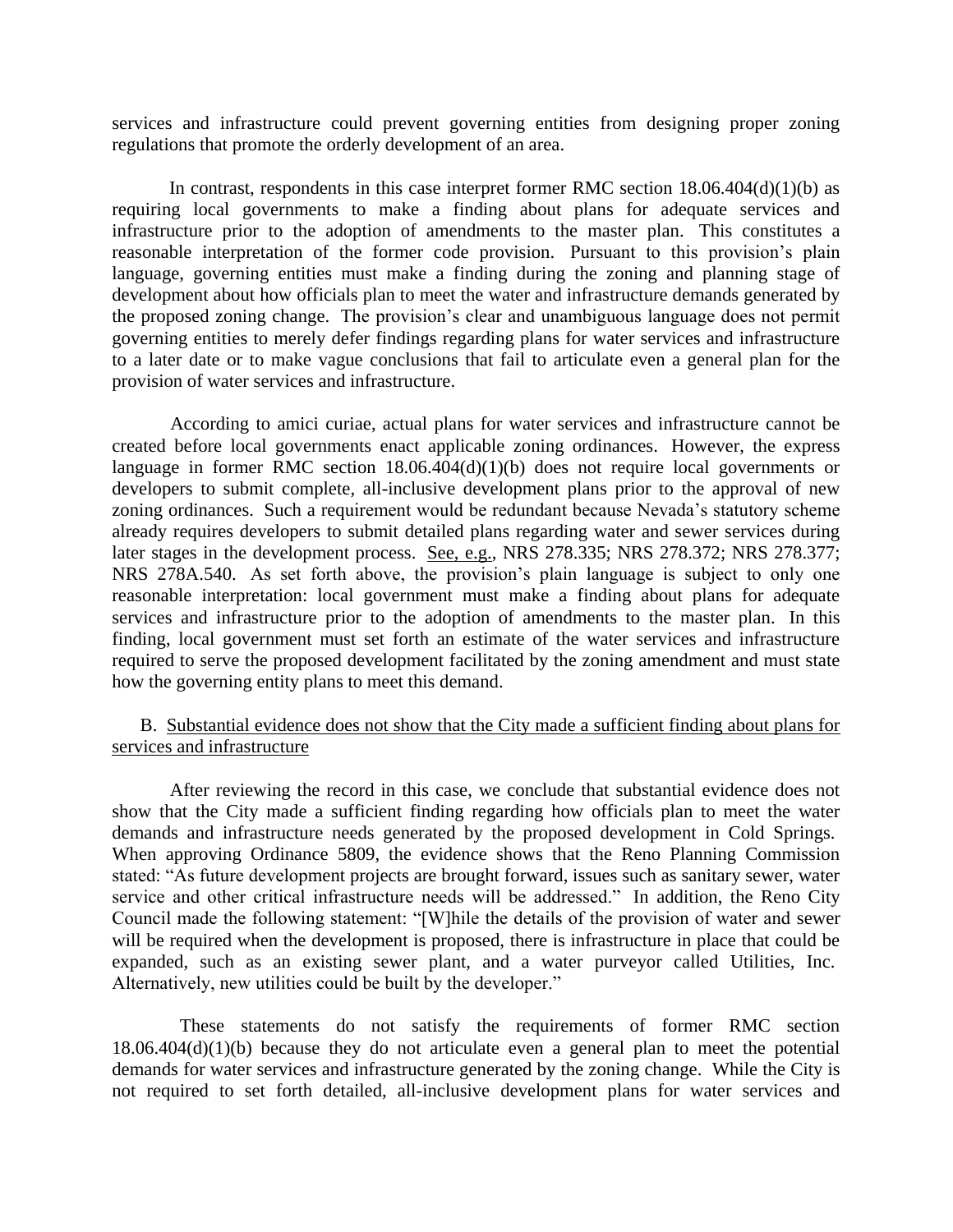services and infrastructure could prevent governing entities from designing proper zoning regulations that promote the orderly development of an area.

In contrast, respondents in this case interpret former RMC section 18.06.404(d)(1)(b) as requiring local governments to make a finding about plans for adequate services and infrastructure prior to the adoption of amendments to the master plan. This constitutes a reasonable interpretation of the former code provision. Pursuant to this provision's plain language, governing entities must make a finding during the zoning and planning stage of development about how officials plan to meet the water and infrastructure demands generated by the proposed zoning change. The provision's clear and unambiguous language does not permit governing entities to merely defer findings regarding plans for water services and infrastructure to a later date or to make vague conclusions that fail to articulate even a general plan for the provision of water services and infrastructure.

According to amici curiae, actual plans for water services and infrastructure cannot be created before local governments enact applicable zoning ordinances. However, the express language in former RMC section 18.06.404(d)(1)(b) does not require local governments or developers to submit complete, all-inclusive development plans prior to the approval of new zoning ordinances. Such a requirement would be redundant because Nevada's statutory scheme already requires developers to submit detailed plans regarding water and sewer services during later stages in the development process. See, e.g., NRS 278.335; NRS 278.372; NRS 278.377; NRS 278A.540. As set forth above, the provision's plain language is subject to only one reasonable interpretation: local government must make a finding about plans for adequate services and infrastructure prior to the adoption of amendments to the master plan. In this finding, local government must set forth an estimate of the water services and infrastructure required to serve the proposed development facilitated by the zoning amendment and must state how the governing entity plans to meet this demand.

B. Substantial evidence does not show that the City made a sufficient finding about plans for services and infrastructure

After reviewing the record in this case, we conclude that substantial evidence does not show that the City made a sufficient finding regarding how officials plan to meet the water demands and infrastructure needs generated by the proposed development in Cold Springs. When approving Ordinance 5809, the evidence shows that the Reno Planning Commission stated: "As future development projects are brought forward, issues such as sanitary sewer, water service and other critical infrastructure needs will be addressed." In addition, the Reno City Council made the following statement: "[W]hile the details of the provision of water and sewer will be required when the development is proposed, there is infrastructure in place that could be expanded, such as an existing sewer plant, and a water purveyor called Utilities, Inc. Alternatively, new utilities could be built by the developer."

These statements do not satisfy the requirements of former RMC section 18.06.404(d)(1)(b) because they do not articulate even a general plan to meet the potential demands for water services and infrastructure generated by the zoning change. While the City is not required to set forth detailed, all-inclusive development plans for water services and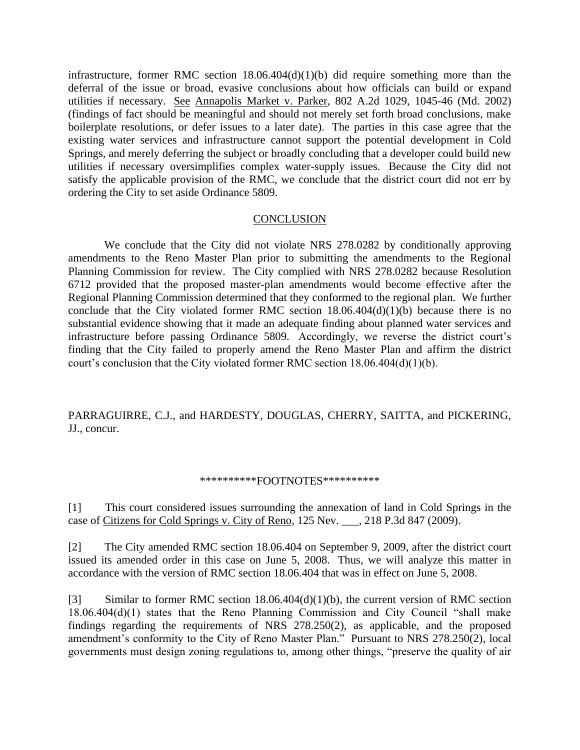infrastructure, former RMC section 18.06.404(d)(1)(b) did require something more than the deferral of the issue or broad, evasive conclusions about how officials can build or expand utilities if necessary. See Annapolis Market v. Parker, 802 A.2d 1029, 1045-46 (Md. 2002) (findings of fact should be meaningful and should not merely set forth broad conclusions, make boilerplate resolutions, or defer issues to a later date). The parties in this case agree that the existing water services and infrastructure cannot support the potential development in Cold Springs, and merely deferring the subject or broadly concluding that a developer could build new utilities if necessary oversimplifies complex water-supply issues. Because the City did not satisfy the applicable provision of the RMC, we conclude that the district court did not err by ordering the City to set aside Ordinance 5809.

## CONCLUSION

We conclude that the City did not violate NRS 278.0282 by conditionally approving amendments to the Reno Master Plan prior to submitting the amendments to the Regional Planning Commission for review. The City complied with NRS 278.0282 because Resolution 6712 provided that the proposed master-plan amendments would become effective after the Regional Planning Commission determined that they conformed to the regional plan. We further conclude that the City violated former RMC section 18.06.404(d)(1)(b) because there is no substantial evidence showing that it made an adequate finding about planned water services and infrastructure before passing Ordinance 5809. Accordingly, we reverse the district court's finding that the City failed to properly amend the Reno Master Plan and affirm the district court's conclusion that the City violated former RMC section 18.06.404(d)(1)(b).

PARRAGUIRRE, C.J., and HARDESTY, DOUGLAS, CHERRY, SAITTA, and PICKERING, JJ., concur.

**********FOOTNOTES**********

[1] This court considered issues surrounding the annexation of land in Cold Springs in the case of Citizens for Cold Springs v. City of Reno, 125 Nev. ___, 218 P.3d 847 (2009).

[2] The City amended RMC section 18.06.404 on September 9, 2009, after the district court issued its amended order in this case on June 5, 2008. Thus, we will analyze this matter in accordance with the version of RMC section 18.06.404 that was in effect on June 5, 2008.

[3] Similar to former RMC section 18.06.404(d)(1)(b), the current version of RMC section 18.06.404(d)(1) states that the Reno Planning Commission and City Council "shall make findings regarding the requirements of NRS 278.250(2), as applicable, and the proposed amendment's conformity to the City of Reno Master Plan." Pursuant to NRS 278.250(2), local governments must design zoning regulations to, among other things, "preserve the quality of air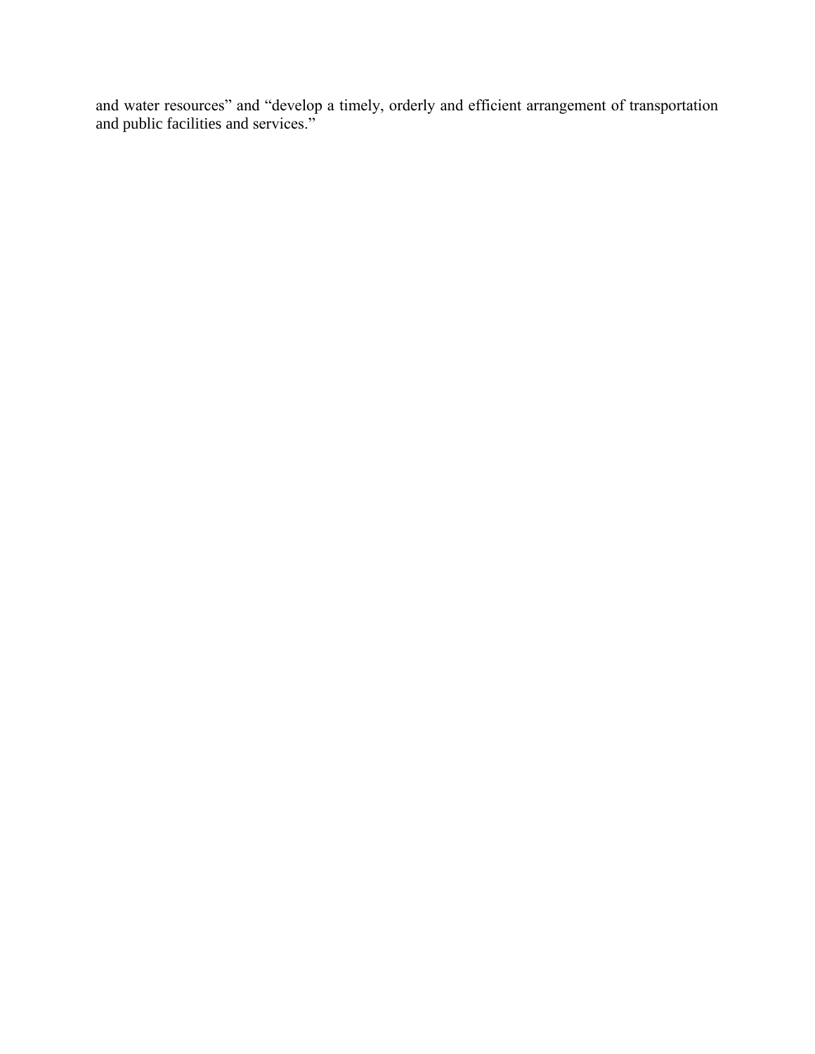and water resources" and "develop a timely, orderly and efficient arrangement of transportation and public facilities and services."